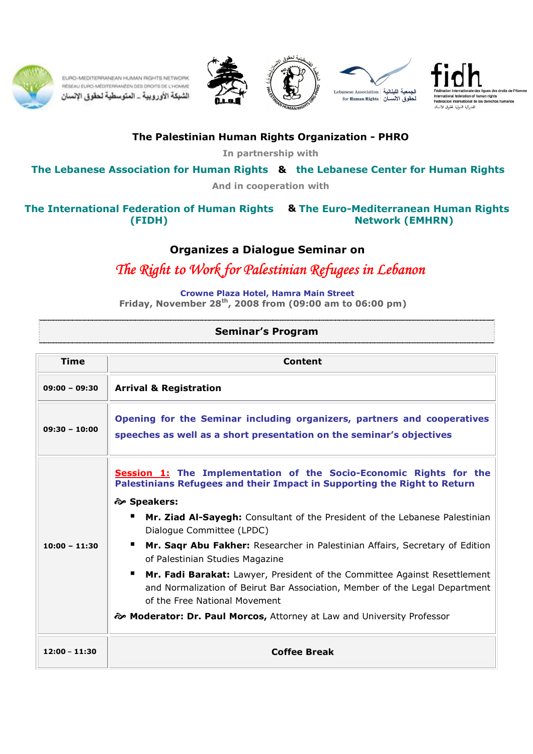EURO-MEDITERRANEAN HUMAN RIGHTS NETWORK
RÉSEAU EURO-MÉDITERRANÉEN DES DROITS DE L'HOMME
الشبكة الأوروبية ـ المتوسطية لحقوق الإنسان

Lebanese Association for Human Rights الجمعية اللبنانية لحقوق الانسان

fidh
Fédération internationale des ligues des droits de l'Homme
International federation of human rights
Federacion internacional de los derechos humanos
الفدرالية الدولية لحقوق الانسان

**The Palestinian Human Rights Organization - PHRO**

In partnership with

**The Lebanese Association for Human Rights & the Lebanese Center for Human Rights**

And in cooperation with

**The International Federation of Human Rights (FIDH) & The Euro-Mediterranean Human Rights Network (EMHRN)**

## Organizes a Dialogue Seminar on

# *The Right to Work for Palestinian Refugees in Lebanon*

**Crowne Plaza Hotel, Hamra Main Street**
**Friday, November 28th, 2008 from (09:00 am to 06:00 pm)**

## Seminar's Program

| Time | Content |
|---|---|
| **09:00 – 09:30** | **Arrival & Registration** |
| **09:30 – 10:00** | **Opening for the Seminar including organizers, partners and cooperatives speeches as well as a short presentation on the seminar's objectives** |
| **10:00 – 11:30** | **Session 1: The Implementation of the Socio-Economic Rights for the Palestinians Refugees and their Impact in Supporting the Right to Return**<br><br>**Speakers:**<br>▪ **Mr. Ziad Al-Sayegh:** Consultant of the President of the Lebanese Palestinian Dialogue Committee (LPDC)<br>▪ **Mr. Saqr Abu Fakher:** Researcher in Palestinian Affairs, Secretary of Edition of Palestinian Studies Magazine<br>▪ **Mr. Fadi Barakat:** Lawyer, President of the Committee Against Resettlement and Normalization of Beirut Bar Association, Member of the Legal Department of the Free National Movement<br><br>**Moderator: Dr. Paul Morcos,** Attorney at Law and University Professor |
| **12:00 – 11:30** | **Coffee Break** |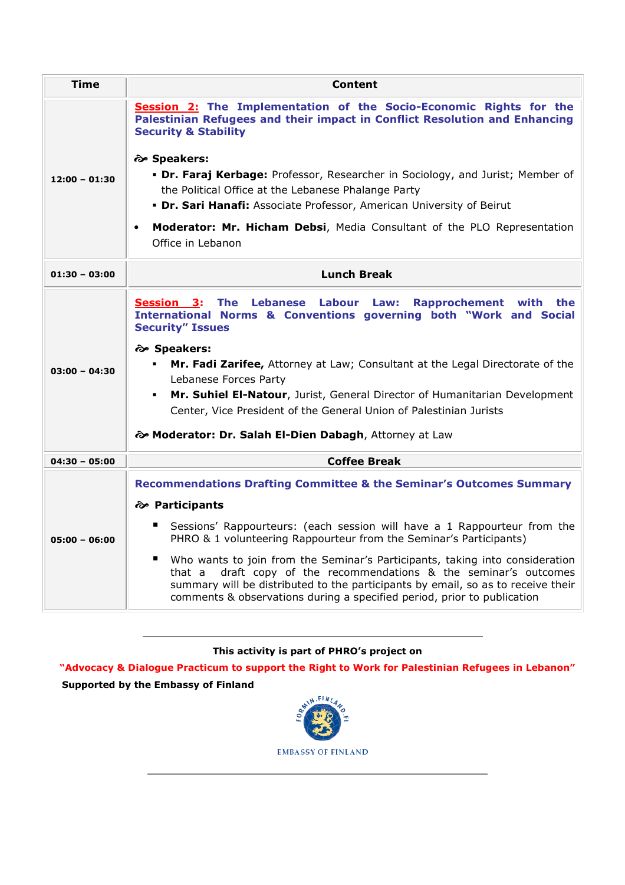| Time | Content |
|---|---|
| 12:00 – 01:30 | **Session 2: The Implementation of the Socio-Economic Rights for the Palestinian Refugees and their impact in Conflict Resolution and Enhancing Security & Stability**<br><br>**Speakers:**<br>▪ **Dr. Faraj Kerbage:** Professor, Researcher in Sociology, and Jurist; Member of the Political Office at the Lebanese Phalange Party<br>▪ **Dr. Sari Hanafi:** Associate Professor, American University of Beirut<br><br>• **Moderator: Mr. Hicham Debsi**, Media Consultant of the PLO Representation Office in Lebanon |
| 01:30 – 03:00 | **Lunch Break** |
| 03:00 – 04:30 | **Session 3: The Lebanese Labour Law: Rapprochement with the International Norms & Conventions governing both "Work and Social Security" Issues**<br><br>**Speakers:**<br>▪ **Mr. Fadi Zarifee,** Attorney at Law; Consultant at the Legal Directorate of the Lebanese Forces Party<br>▪ **Mr. Suhiel El-Natour**, Jurist, General Director of Humanitarian Development Center, Vice President of the General Union of Palestinian Jurists<br><br>**Moderator: Dr. Salah El-Dien Dabagh**, Attorney at Law |
| 04:30 – 05:00 | **Coffee Break** |
| 05:00 – 06:00 | **Recommendations Drafting Committee & the Seminar's Outcomes Summary**<br><br>**Participants**<br>▪ Sessions' Rappourteurs: (each session will have a 1 Rappourteur from the PHRO & 1 volunteering Rappourteur from the Seminar's Participants)<br>▪ Who wants to join from the Seminar's Participants, taking into consideration that a draft copy of the recommendations & the seminar's outcomes summary will be distributed to the participants by email, so as to receive their comments & observations during a specified period, prior to publication |

---

**This activity is part of PHRO's project on**

**"Advocacy & Dialogue Practicum to support the Right to Work for Palestinian Refugees in Lebanon"**

**Supported by the Embassy of Finland**

FORMIN.FINLAND.FI

EMBASSY OF FINLAND

---